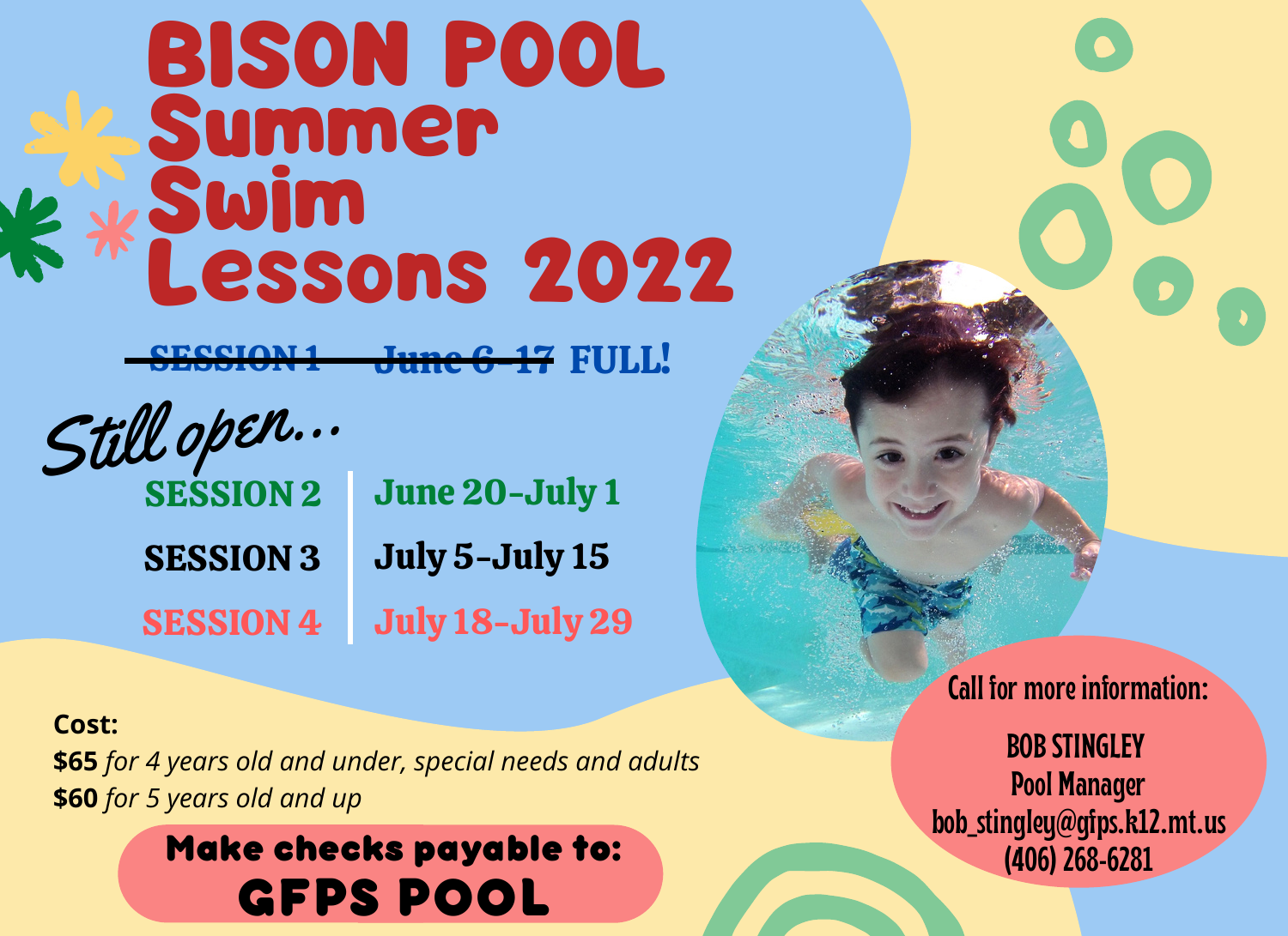# BISON POOL Summer Swim Lessons 2022

~~SESSION 1 June 6-17~~ **FULL!**

*Still open...*

| SESSION 2 | June 20-July 1 |
|---|---|
| SESSION 3 | July 5-July 15 |
| SESSION 4 | July 18-July 29 |

**Cost:**

**$65** *for 4 years old and under, special needs and adults*

**$60** *for 5 years old and up*

**Make checks payable to:**

**GFPS POOL**

Call for more information:

BOB STINGLEY
Pool Manager
bob_stingley@gfps.k12.mt.us
(406) 268-6281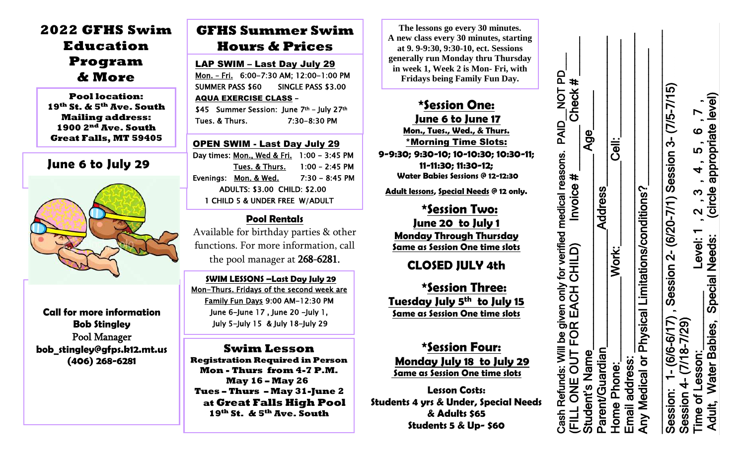# 2022 GFHS Swim Education Program & More

**Pool location:**
**19th St. & 5th Ave. South**
**Mailing address:**
**1900 2nd Ave. South**
**Great Falls, MT 59405**

## June 6 to July 29

**Call for more information**
**Bob Stingley**
Pool Manager
**bob_stingley@gfps.k12.mt.us**
**(406) 268-6281**

# GFHS Summer Swim Hours & Prices

**LAP SWIM – Last Day July 29**

Mon. – Fri. 6:00–7:30 AM; 12:00–1:00 PM
SUMMER PASS $60 SINGLE PASS $3.00

**AQUA EXERCISE CLASS –**
$45 Summer Session: June 7th – July 27th
Tues. & Thurs. 7:30–8:30 PM

**OPEN SWIM - Last Day July 29**

Day times: Mon., Wed & Fri. 1:00 – 3:45 PM
Tues. & Thurs. 1:00 – 2:45 PM
Evenings: Mon. & Wed. 7:30 – 8:45 PM
ADULTS: $3.00 CHILD: $2.00
1 CHILD 5 & UNDER FREE W/ADULT

**Pool Rentals**

Available for birthday parties & other functions. For more information, call the pool manager at 268-6281.

**SWIM LESSONS –Last Day July 29**

Mon–Thurs. Fridays of the second week are Family Fun Days 9:00 AM–12:30 PM
June 6–June 17 , June 20 –July 1,
July 5–July 15 & July 18–July 29

**Swim Lesson**
**Registration Required in Person**
**Mon - Thurs from 4-7 P.M.**
**May 16 – May 26**
**Tues – Thurs – May 31-June 2**
**at Great Falls High Pool**
**19th St. & 5th Ave. South**

**The lessons go every 30 minutes. A new class every 30 minutes, starting at 9. 9-9:30, 9:30-10, ect. Sessions generally run Monday thru Thursday in week 1, Week 2 is Mon- Fri, with Fridays being Family Fun Day.**

**\*Session One:**
**June 6 to June 17**
**Mon., Tues., Wed., & Thurs.**
**\*Morning Time Slots:**
**9-9:30; 9:30-10; 10-10:30; 10:30-11; 11-11:30; 11:30-12;**
**Water Babies Sessions @ 12-12:30**

**Adult lessons, Special Needs @ 12 only.**

**\*Session Two:**
**June 20 to July 1**
**Monday Through Thursday**
**Same as Session One time slots**

**CLOSED JULY 4th**

**\*Session Three:**
**Tuesday July 5th to July 15**
**Same as Session One time slots**

**\*Session Four:**
**Monday July 18 to July 29**
**Same as Session One time slots**

**Lesson Costs:**
**Students 4 yrs & Under, Special Needs & Adults $65**
**Students 5 & Up- $60**

Cash Refunds: Will be given only for verified medical reasons. PAID\_\_NOT PD\_\_
(FILL ONE OUT FOR EACH CHILD) Invoice #\_\_\_\_\_\_ Check #\_\_\_\_
Student's Name\_\_\_\_\_\_\_\_\_\_\_\_\_\_\_\_\_\_\_\_\_\_ Age\_\_\_\_\_
Parent/Guardian\_\_\_\_\_\_\_\_\_\_\_\_\_\_ Address\_\_\_\_\_\_\_\_\_\_\_\_\_\_
Home Phone:\_\_\_\_\_\_\_\_\_\_ Work:\_\_\_\_\_\_\_\_\_\_ Cell:\_\_\_\_\_\_\_\_\_\_
Email address:\_\_\_\_\_\_\_\_\_\_\_\_\_\_\_\_\_\_\_\_\_\_\_\_\_\_\_\_\_\_\_\_\_\_\_\_
Any Medical or Physical Limitations/conditions?\_\_\_\_\_\_\_\_\_\_\_\_\_\_\_\_

Session: 1- (6/6-6/17) , Session 2- (6/20-7/1) Session 3- (7/5-7/15)
Session 4- (7/18-7/29)
Time of Lesson:\_\_\_\_\_\_\_ Level: 1 , 2 , 3 , 4 , 5 , 6 , 7 ,
Adult, Water Babies, Special Needs: (circle appropriate level)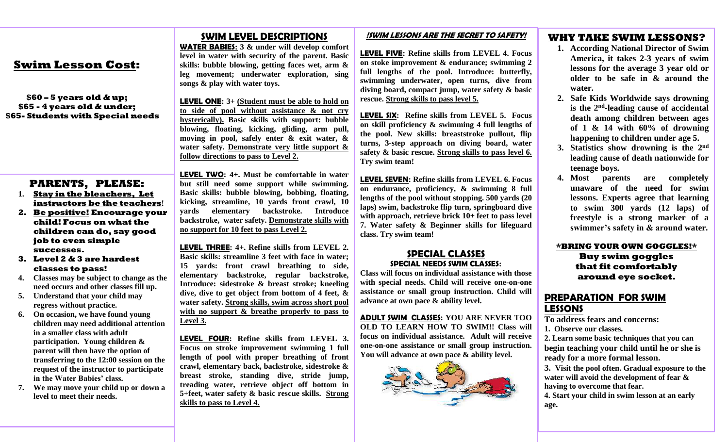## Swim Lesson Cost:

**$60 – 5 years old & up;**
**$65 - 4 years old & under;**
**$65- Students with Special needs**

## PARENTS, PLEASE:

1. **Stay in the bleachers, Let instructors be the teachers!**
2. **Be positive! Encourage your child! Focus on what the children can do, say good job to even simple successes.**
3. **Level 2 & 3 are hardest classes to pass!**
4. **Classes may be subject to change as the need occurs and other classes fill up.**
5. **Understand that your child may regress without practice.**
6. **On occasion, we have found young children may need additional attention in a smaller class with adult participation. Young children & parent will then have the option of transferring to the 12:00 session on the request of the instructor to participate in the Water Babies' class.**
7. **We may move your child up or down a level to meet their needs.**

## SWIM LEVEL DESCRIPTIONS

**WATER BABIES: 3 & under will develop comfort level in water with security of the parent. Basic skills: bubble blowing, getting faces wet, arm & leg movement; underwater exploration, sing songs & play with water toys.**

**LEVEL ONE: 3+ (Student must be able to hold on to side of pool without assistance & not cry hysterically). Basic skills with support: bubble blowing, floating, kicking, gliding, arm pull, moving in pool, safely enter & exit water, & water safety. Demonstrate very little support & follow directions to pass to Level 2.**

**LEVEL TWO: 4+. Must be comfortable in water but still need some support while swimming. Basic skills: bubble blowing, bobbing, floating, kicking, streamline, 10 yards front crawl, 10 yards elementary backstroke. Introduce backstroke, water safety. Demonstrate skills with no support for 10 feet to pass Level 2.**

**LEVEL THREE: 4+. Refine skills from LEVEL 2. Basic skills: streamline 3 feet with face in water; 15 yards: front crawl breathing to side, elementary backstroke, regular backstroke, Introduce: sidestroke & breast stroke; kneeling dive, dive to get object from bottom of 4 feet, & water safety. Strong skills, swim across short pool with no support & breathe properly to pass to Level 3.**

**LEVEL FOUR: Refine skills from LEVEL 3. Focus on stroke improvement swimming 1 full length of pool with proper breathing of front crawl, elementary back, backstroke, sidestroke & breast stroke, standing dive, stride jump, treading water, retrieve object off bottom in 5+feet, water safety & basic rescue skills. Strong skills to pass to Level 4.**

### !SWIM LESSONS ARE THE SECRET TO SAFETY!

**LEVEL FIVE: Refine skills from LEVEL 4. Focus on stoke improvement & endurance; swimming 2 full lengths of the pool. Introduce: butterfly, swimming underwater, open turns, dive from diving board, compact jump, water safety & basic rescue. Strong skills to pass level 5.**

**LEVEL SIX: Refine skills from LEVEL 5. Focus on skill proficiency & swimming 4 full lengths of the pool. New skills: breaststroke pullout, flip turns, 3-step approach on diving board, water safety & basic rescue. Strong skills to pass level 6. Try swim team!**

**LEVEL SEVEN: Refine skills from LEVEL 6. Focus on endurance, proficiency, & swimming 8 full lengths of the pool without stopping. 500 yards (20 laps) swim, backstroke flip turn, springboard dive with approach, retrieve brick 10+ feet to pass level 7. Water safety & Beginner skills for lifeguard class. Try swim team!**

## SPECIAL CLASSES

### SPECIAL NEEDS SWIM CLASSES:

**Class will focus on individual assistance with those with special needs. Child will receive one-on-one assistance or small group instruction. Child will advance at own pace & ability level.**

**ADULT SWIM CLASSES: YOU ARE NEVER TOO OLD TO LEARN HOW TO SWIM!! Class will focus on individual assistance. Adult will receive one-on-one assistance or small group instruction. You will advance at own pace & ability level.**

## WHY TAKE SWIM LESSONS?

1. **According National Director of Swim America, it takes 2-3 years of swim lessons for the average 3 year old or older to be safe in & around the water.**
2. **Safe Kids Worldwide says drowning is the 2nd-leading cause of accidental death among children between ages of 1 & 14 with 60% of drowning happening to children under age 5.**
3. **Statistics show drowning is the 2nd leading cause of death nationwide for teenage boys.**
4. **Most parents are completely unaware of the need for swim lessons. Experts agree that learning to swim 300 yards (12 laps) of freestyle is a strong marker of a swimmer's safety in & around water.**

**\*BRING YOUR OWN GOGGLES!\***

**Buy swim goggles that fit comfortably around eye socket.**

## PREPARATION FOR SWIM LESSONS

**To address fears and concerns:**

1. **Observe our classes.**
2. **Learn some basic techniques that you can begin teaching your child until he or she is ready for a more formal lesson.**
3. **Visit the pool often. Gradual exposure to the water will avoid the development of fear & having to overcome that fear.**
4. **Start your child in swim lesson at an early age.**